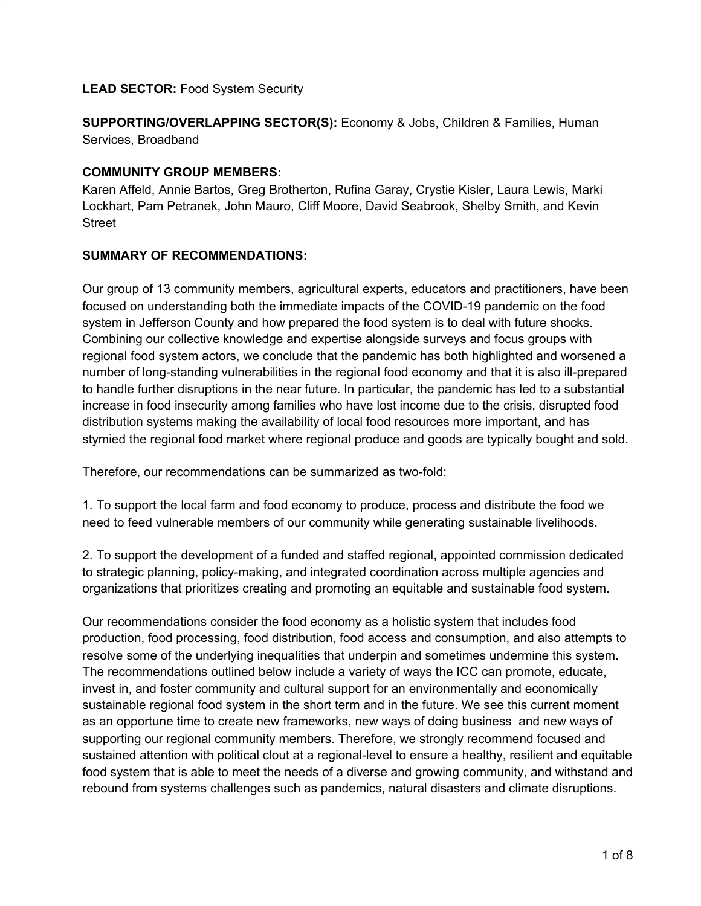**LEAD SECTOR:** Food System Security

**SUPPORTING/OVERLAPPING SECTOR(S):** Economy & Jobs, Children & Families, Human Services, Broadband

**COMMUNITY GROUP MEMBERS:**
Karen Affeld, Annie Bartos, Greg Brotherton, Rufina Garay, Crystie Kisler, Laura Lewis, Marki Lockhart, Pam Petranek, John Mauro, Cliff Moore, David Seabrook, Shelby Smith, and Kevin Street

**SUMMARY OF RECOMMENDATIONS:**

Our group of 13 community members, agricultural experts, educators and practitioners, have been focused on understanding both the immediate impacts of the COVID-19 pandemic on the food system in Jefferson County and how prepared the food system is to deal with future shocks. Combining our collective knowledge and expertise alongside surveys and focus groups with regional food system actors, we conclude that the pandemic has both highlighted and worsened a number of long-standing vulnerabilities in the regional food economy and that it is also ill-prepared to handle further disruptions in the near future. In particular, the pandemic has led to a substantial increase in food insecurity among families who have lost income due to the crisis, disrupted food distribution systems making the availability of local food resources more important, and has stymied the regional food market where regional produce and goods are typically bought and sold.

Therefore, our recommendations can be summarized as two-fold:

1. To support the local farm and food economy to produce, process and distribute the food we need to feed vulnerable members of our community while generating sustainable livelihoods.

2. To support the development of a funded and staffed regional, appointed commission dedicated to strategic planning, policy-making, and integrated coordination across multiple agencies and organizations that prioritizes creating and promoting an equitable and sustainable food system.

Our recommendations consider the food economy as a holistic system that includes food production, food processing, food distribution, food access and consumption, and also attempts to resolve some of the underlying inequalities that underpin and sometimes undermine this system. The recommendations outlined below include a variety of ways the ICC can promote, educate, invest in, and foster community and cultural support for an environmentally and economically sustainable regional food system in the short term and in the future. We see this current moment as an opportune time to create new frameworks, new ways of doing business and new ways of supporting our regional community members. Therefore, we strongly recommend focused and sustained attention with political clout at a regional-level to ensure a healthy, resilient and equitable food system that is able to meet the needs of a diverse and growing community, and withstand and rebound from systems challenges such as pandemics, natural disasters and climate disruptions.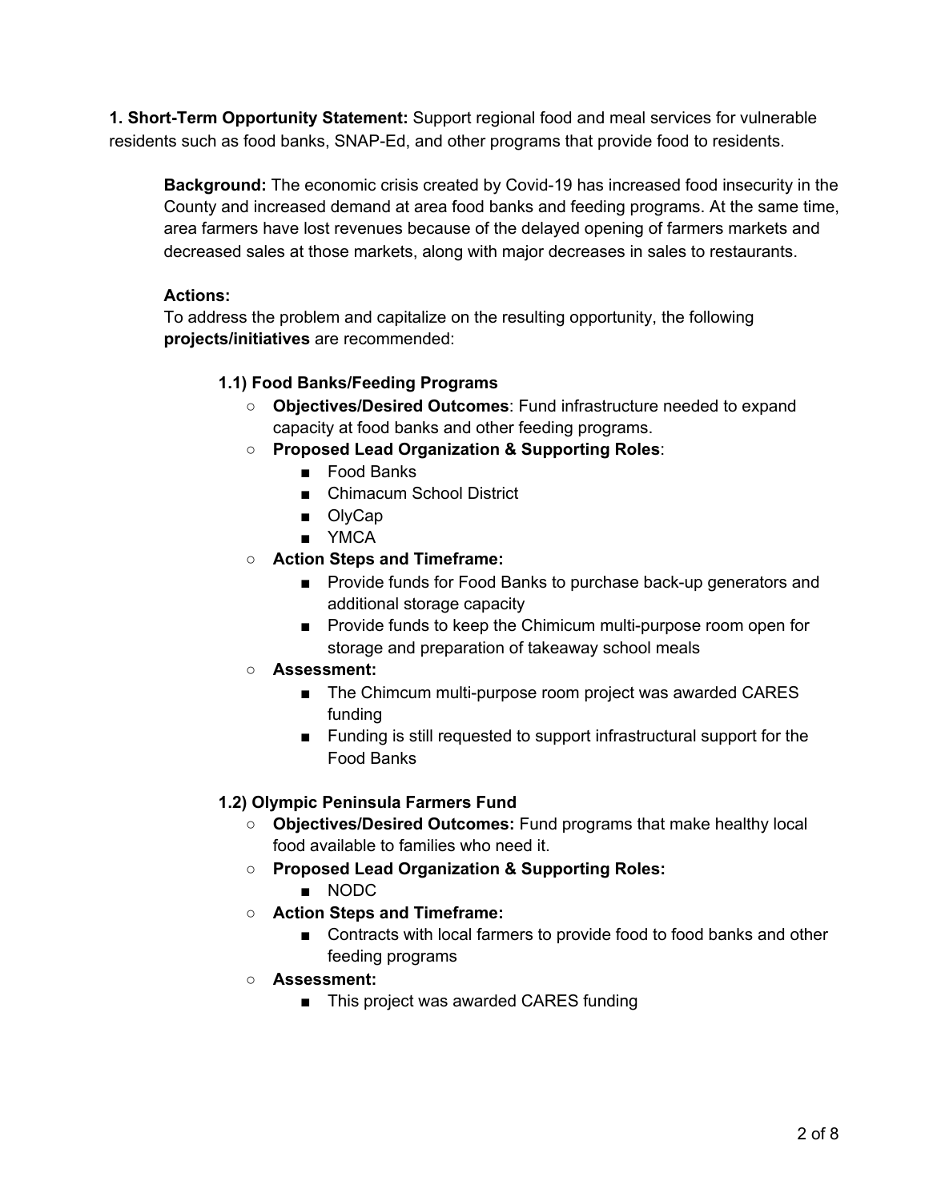**1. Short-Term Opportunity Statement:** Support regional food and meal services for vulnerable residents such as food banks, SNAP-Ed, and other programs that provide food to residents.

**Background:** The economic crisis created by Covid-19 has increased food insecurity in the County and increased demand at area food banks and feeding programs. At the same time, area farmers have lost revenues because of the delayed opening of farmers markets and decreased sales at those markets, along with major decreases in sales to restaurants.

**Actions:**
To address the problem and capitalize on the resulting opportunity, the following **projects/initiatives** are recommended:

**1.1) Food Banks/Feeding Programs**

- **Objectives/Desired Outcomes**: Fund infrastructure needed to expand capacity at food banks and other feeding programs.
- **Proposed Lead Organization & Supporting Roles**:
  - Food Banks
  - Chimacum School District
  - OlyCap
  - YMCA
- **Action Steps and Timeframe:**
  - Provide funds for Food Banks to purchase back-up generators and additional storage capacity
  - Provide funds to keep the Chimicum multi-purpose room open for storage and preparation of takeaway school meals
- **Assessment:**
  - The Chimcum multi-purpose room project was awarded CARES funding
  - Funding is still requested to support infrastructural support for the Food Banks

**1.2) Olympic Peninsula Farmers Fund**

- **Objectives/Desired Outcomes:** Fund programs that make healthy local food available to families who need it.
- **Proposed Lead Organization & Supporting Roles:**
  - NODC
- **Action Steps and Timeframe:**
  - Contracts with local farmers to provide food to food banks and other feeding programs
- **Assessment:**
  - This project was awarded CARES funding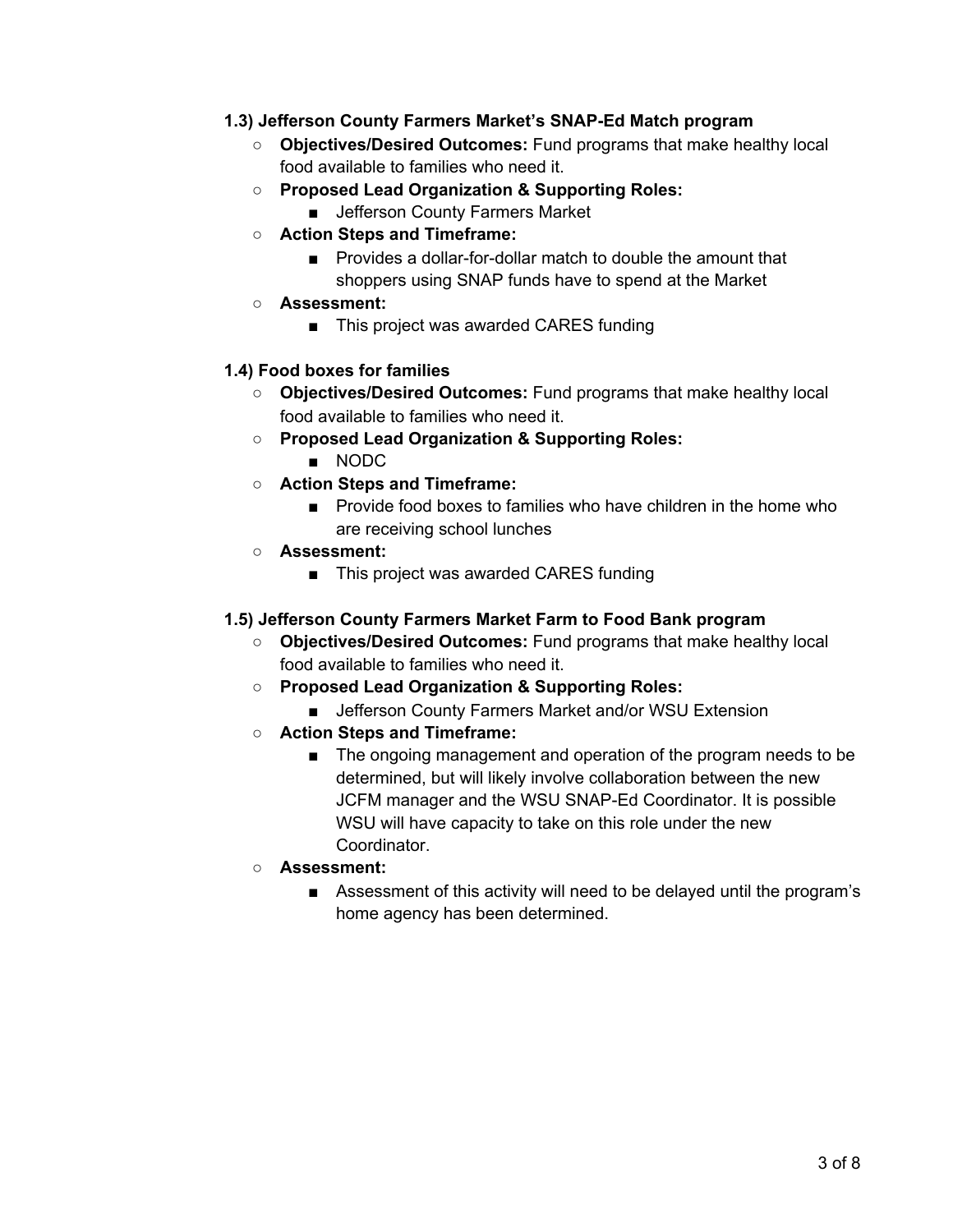**1.3) Jefferson County Farmers Market's SNAP-Ed Match program**

- **Objectives/Desired Outcomes:** Fund programs that make healthy local food available to families who need it.
- **Proposed Lead Organization & Supporting Roles:**
  - Jefferson County Farmers Market
- **Action Steps and Timeframe:**
  - Provides a dollar-for-dollar match to double the amount that shoppers using SNAP funds have to spend at the Market
- **Assessment:**
  - This project was awarded CARES funding

**1.4) Food boxes for families**

- **Objectives/Desired Outcomes:** Fund programs that make healthy local food available to families who need it.
- **Proposed Lead Organization & Supporting Roles:**
  - NODC
- **Action Steps and Timeframe:**
  - Provide food boxes to families who have children in the home who are receiving school lunches
- **Assessment:**
  - This project was awarded CARES funding

**1.5) Jefferson County Farmers Market Farm to Food Bank program**

- **Objectives/Desired Outcomes:** Fund programs that make healthy local food available to families who need it.
- **Proposed Lead Organization & Supporting Roles:**
  - Jefferson County Farmers Market and/or WSU Extension
- **Action Steps and Timeframe:**
  - The ongoing management and operation of the program needs to be determined, but will likely involve collaboration between the new JCFM manager and the WSU SNAP-Ed Coordinator. It is possible WSU will have capacity to take on this role under the new Coordinator.
- **Assessment:**
  - Assessment of this activity will need to be delayed until the program's home agency has been determined.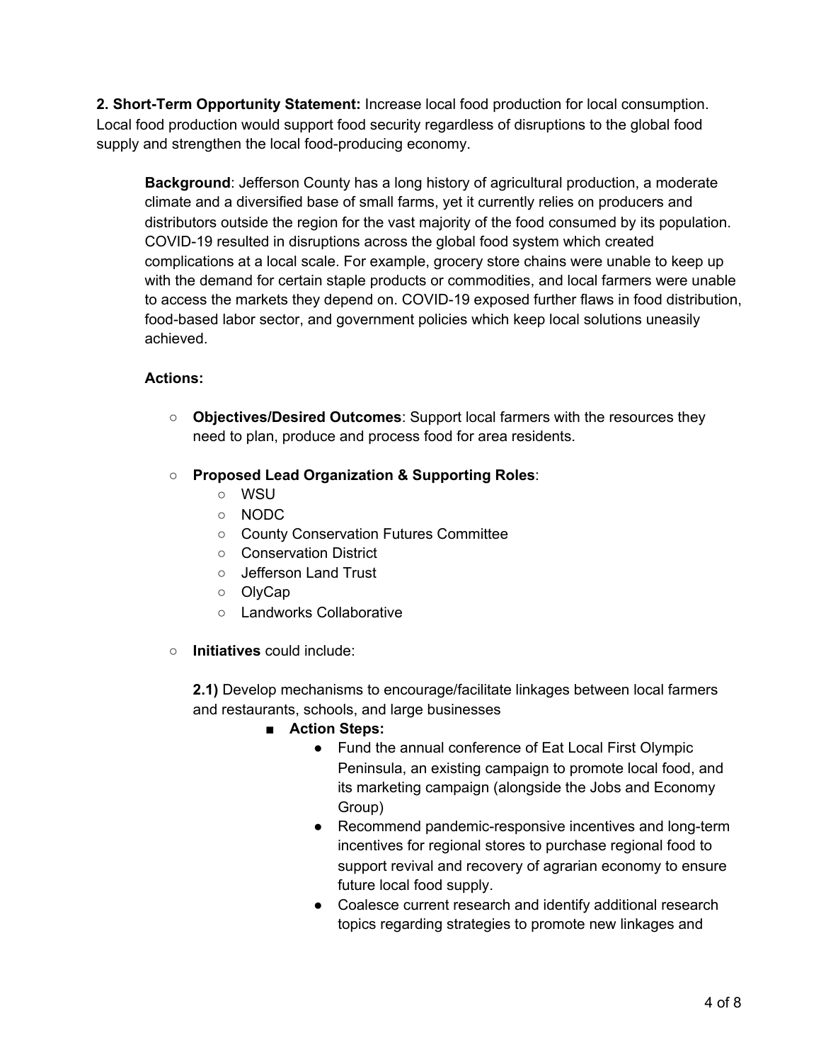**2. Short-Term Opportunity Statement:** Increase local food production for local consumption. Local food production would support food security regardless of disruptions to the global food supply and strengthen the local food-producing economy.

**Background**: Jefferson County has a long history of agricultural production, a moderate climate and a diversified base of small farms, yet it currently relies on producers and distributors outside the region for the vast majority of the food consumed by its population. COVID-19 resulted in disruptions across the global food system which created complications at a local scale. For example, grocery store chains were unable to keep up with the demand for certain staple products or commodities, and local farmers were unable to access the markets they depend on. COVID-19 exposed further flaws in food distribution, food-based labor sector, and government policies which keep local solutions uneasily achieved.

**Actions:**

- **Objectives/Desired Outcomes**: Support local farmers with the resources they need to plan, produce and process food for area residents.
- **Proposed Lead Organization & Supporting Roles**:
  - WSU
  - NODC
  - County Conservation Futures Committee
  - Conservation District
  - Jefferson Land Trust
  - OlyCap
  - Landworks Collaborative
- **Initiatives** could include:

  **2.1)** Develop mechanisms to encourage/facilitate linkages between local farmers and restaurants, schools, and large businesses

  - **Action Steps:**
    - Fund the annual conference of Eat Local First Olympic Peninsula, an existing campaign to promote local food, and its marketing campaign (alongside the Jobs and Economy Group)
    - Recommend pandemic-responsive incentives and long-term incentives for regional stores to purchase regional food to support revival and recovery of agrarian economy to ensure future local food supply.
    - Coalesce current research and identify additional research topics regarding strategies to promote new linkages and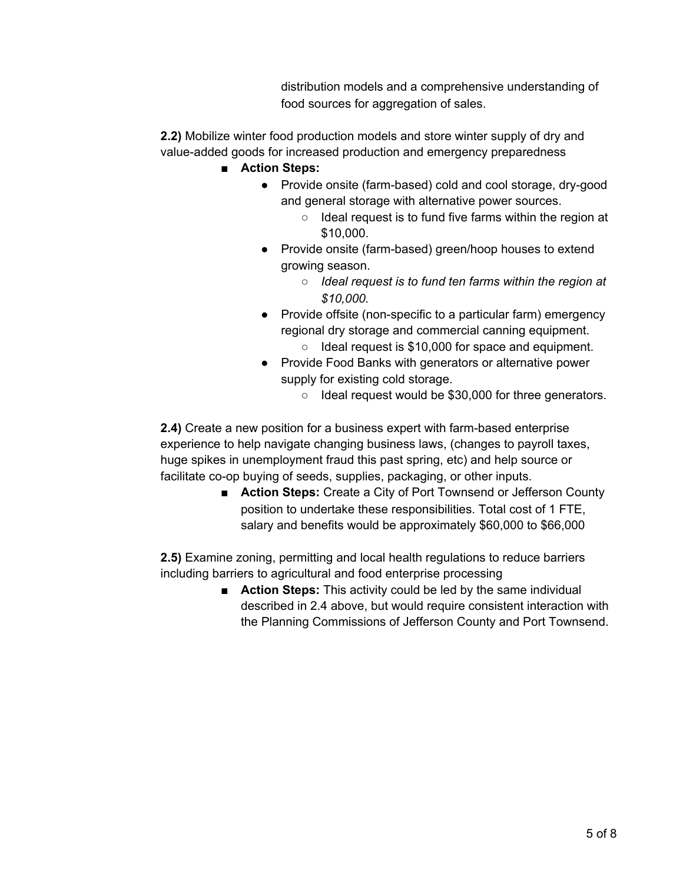distribution models and a comprehensive understanding of food sources for aggregation of sales.

**2.2)** Mobilize winter food production models and store winter supply of dry and value-added goods for increased production and emergency preparedness

- **Action Steps:**
  - Provide onsite (farm-based) cold and cool storage, dry-good and general storage with alternative power sources.
    - Ideal request is to fund five farms within the region at $10,000.
  - Provide onsite (farm-based) green/hoop houses to extend growing season.
    - *Ideal request is to fund ten farms within the region at $10,000.*
  - Provide offsite (non-specific to a particular farm) emergency regional dry storage and commercial canning equipment.
    - Ideal request is $10,000 for space and equipment.
  - Provide Food Banks with generators or alternative power supply for existing cold storage.
    - Ideal request would be $30,000 for three generators.

**2.4)** Create a new position for a business expert with farm-based enterprise experience to help navigate changing business laws, (changes to payroll taxes, huge spikes in unemployment fraud this past spring, etc) and help source or facilitate co-op buying of seeds, supplies, packaging, or other inputs.

- **Action Steps:** Create a City of Port Townsend or Jefferson County position to undertake these responsibilities. Total cost of 1 FTE, salary and benefits would be approximately $60,000 to $66,000

**2.5)** Examine zoning, permitting and local health regulations to reduce barriers including barriers to agricultural and food enterprise processing

- **Action Steps:** This activity could be led by the same individual described in 2.4 above, but would require consistent interaction with the Planning Commissions of Jefferson County and Port Townsend.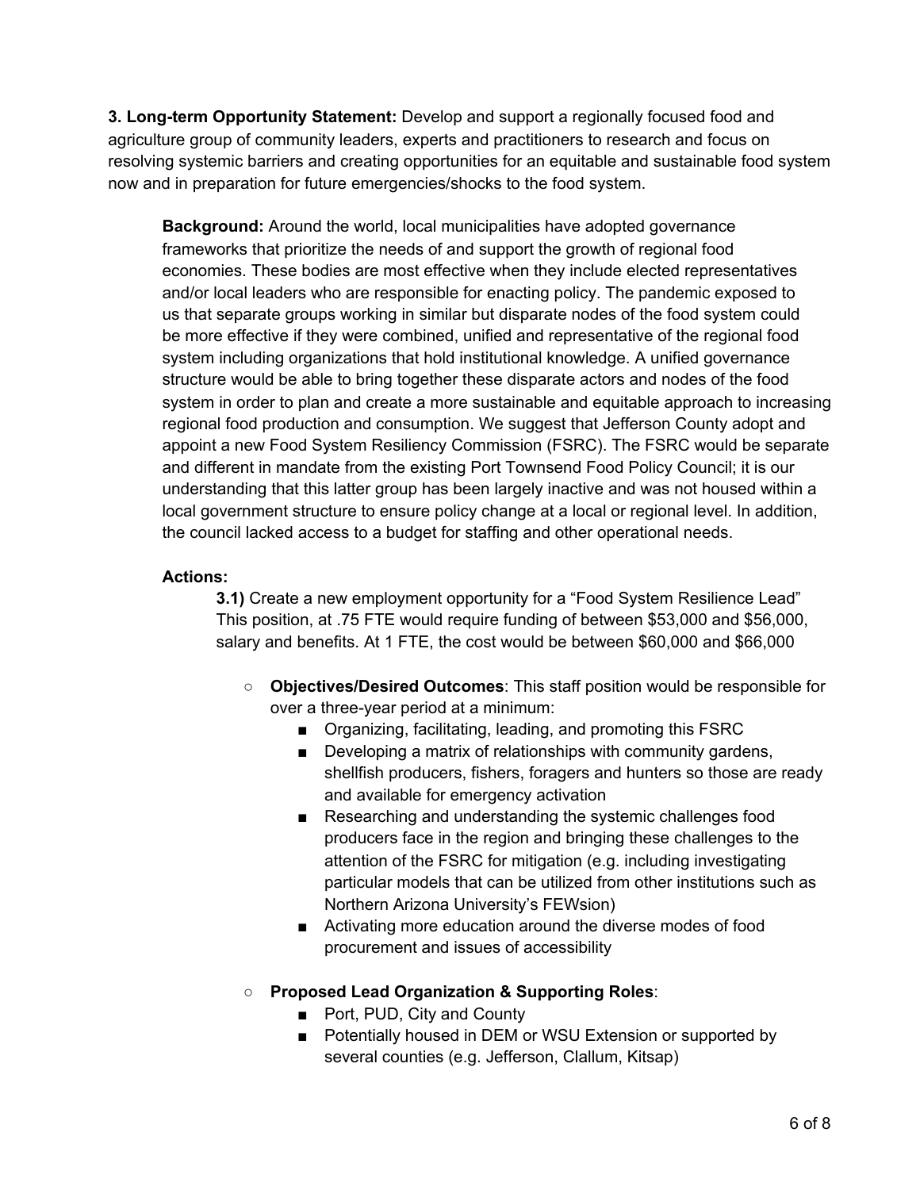**3. Long-term Opportunity Statement:** Develop and support a regionally focused food and agriculture group of community leaders, experts and practitioners to research and focus on resolving systemic barriers and creating opportunities for an equitable and sustainable food system now and in preparation for future emergencies/shocks to the food system.

**Background:** Around the world, local municipalities have adopted governance frameworks that prioritize the needs of and support the growth of regional food economies. These bodies are most effective when they include elected representatives and/or local leaders who are responsible for enacting policy. The pandemic exposed to us that separate groups working in similar but disparate nodes of the food system could be more effective if they were combined, unified and representative of the regional food system including organizations that hold institutional knowledge. A unified governance structure would be able to bring together these disparate actors and nodes of the food system in order to plan and create a more sustainable and equitable approach to increasing regional food production and consumption. We suggest that Jefferson County adopt and appoint a new Food System Resiliency Commission (FSRC). The FSRC would be separate and different in mandate from the existing Port Townsend Food Policy Council; it is our understanding that this latter group has been largely inactive and was not housed within a local government structure to ensure policy change at a local or regional level. In addition, the council lacked access to a budget for staffing and other operational needs.

**Actions:**

**3.1)** Create a new employment opportunity for a "Food System Resilience Lead" This position, at .75 FTE would require funding of between $53,000 and $56,000, salary and benefits. At 1 FTE, the cost would be between $60,000 and $66,000

- **Objectives/Desired Outcomes**: This staff position would be responsible for over a three-year period at a minimum:
  - Organizing, facilitating, leading, and promoting this FSRC
  - Developing a matrix of relationships with community gardens, shellfish producers, fishers, foragers and hunters so those are ready and available for emergency activation
  - Researching and understanding the systemic challenges food producers face in the region and bringing these challenges to the attention of the FSRC for mitigation (e.g. including investigating particular models that can be utilized from other institutions such as Northern Arizona University's FEWsion)
  - Activating more education around the diverse modes of food procurement and issues of accessibility

- **Proposed Lead Organization & Supporting Roles**:
  - Port, PUD, City and County
  - Potentially housed in DEM or WSU Extension or supported by several counties (e.g. Jefferson, Clallum, Kitsap)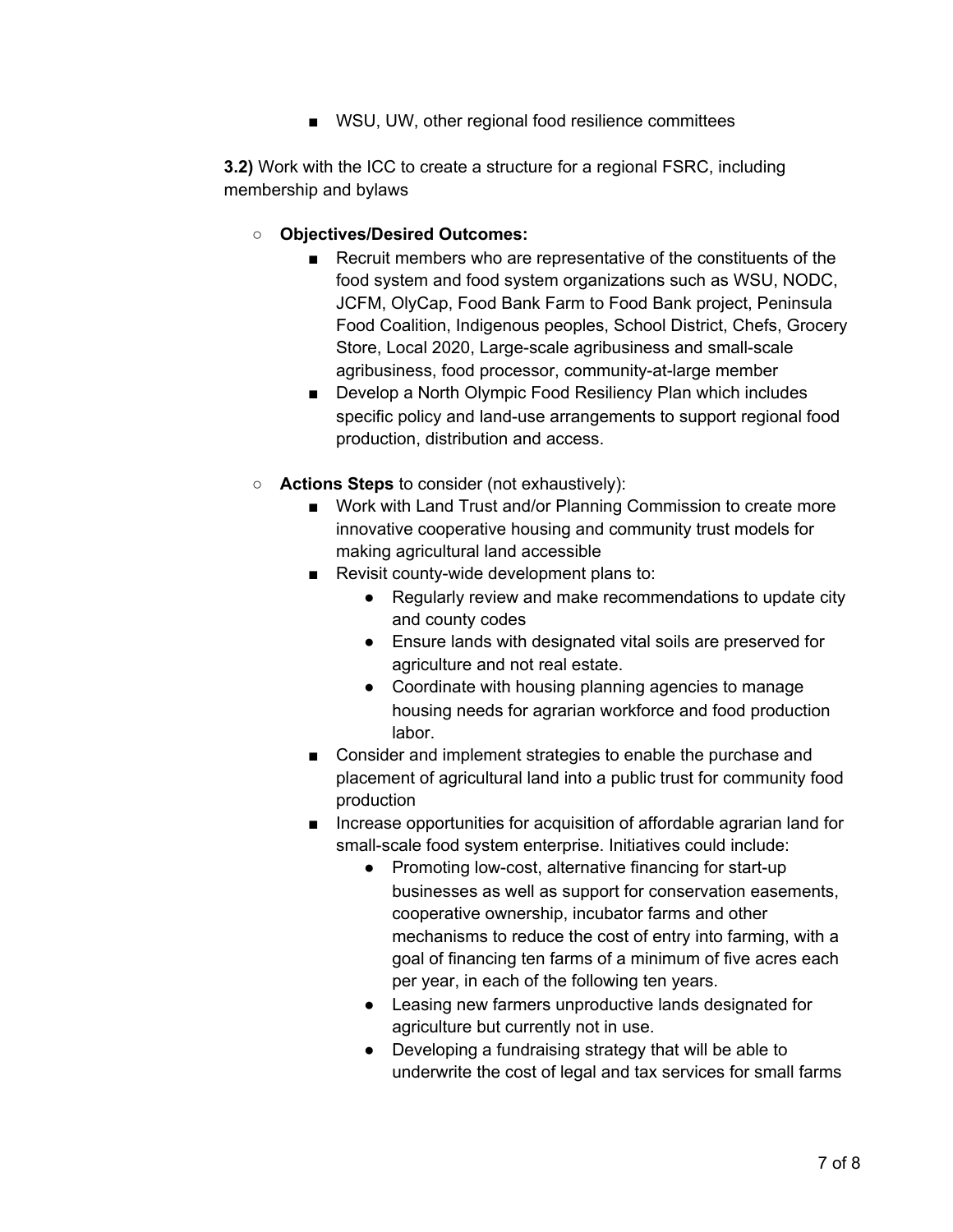- WSU, UW, other regional food resilience committees

**3.2)** Work with the ICC to create a structure for a regional FSRC, including membership and bylaws

- **Objectives/Desired Outcomes:**
    - Recruit members who are representative of the constituents of the food system and food system organizations such as WSU, NODC, JCFM, OlyCap, Food Bank Farm to Food Bank project, Peninsula Food Coalition, Indigenous peoples, School District, Chefs, Grocery Store, Local 2020, Large-scale agribusiness and small-scale agribusiness, food processor, community-at-large member
    - Develop a North Olympic Food Resiliency Plan which includes specific policy and land-use arrangements to support regional food production, distribution and access.

- **Actions Steps** to consider (not exhaustively):
    - Work with Land Trust and/or Planning Commission to create more innovative cooperative housing and community trust models for making agricultural land accessible
    - Revisit county-wide development plans to:
        - Regularly review and make recommendations to update city and county codes
        - Ensure lands with designated vital soils are preserved for agriculture and not real estate.
        - Coordinate with housing planning agencies to manage housing needs for agrarian workforce and food production labor.
    - Consider and implement strategies to enable the purchase and placement of agricultural land into a public trust for community food production
    - Increase opportunities for acquisition of affordable agrarian land for small-scale food system enterprise. Initiatives could include:
        - Promoting low-cost, alternative financing for start-up businesses as well as support for conservation easements, cooperative ownership, incubator farms and other mechanisms to reduce the cost of entry into farming, with a goal of financing ten farms of a minimum of five acres each per year, in each of the following ten years.
        - Leasing new farmers unproductive lands designated for agriculture but currently not in use.
        - Developing a fundraising strategy that will be able to underwrite the cost of legal and tax services for small farms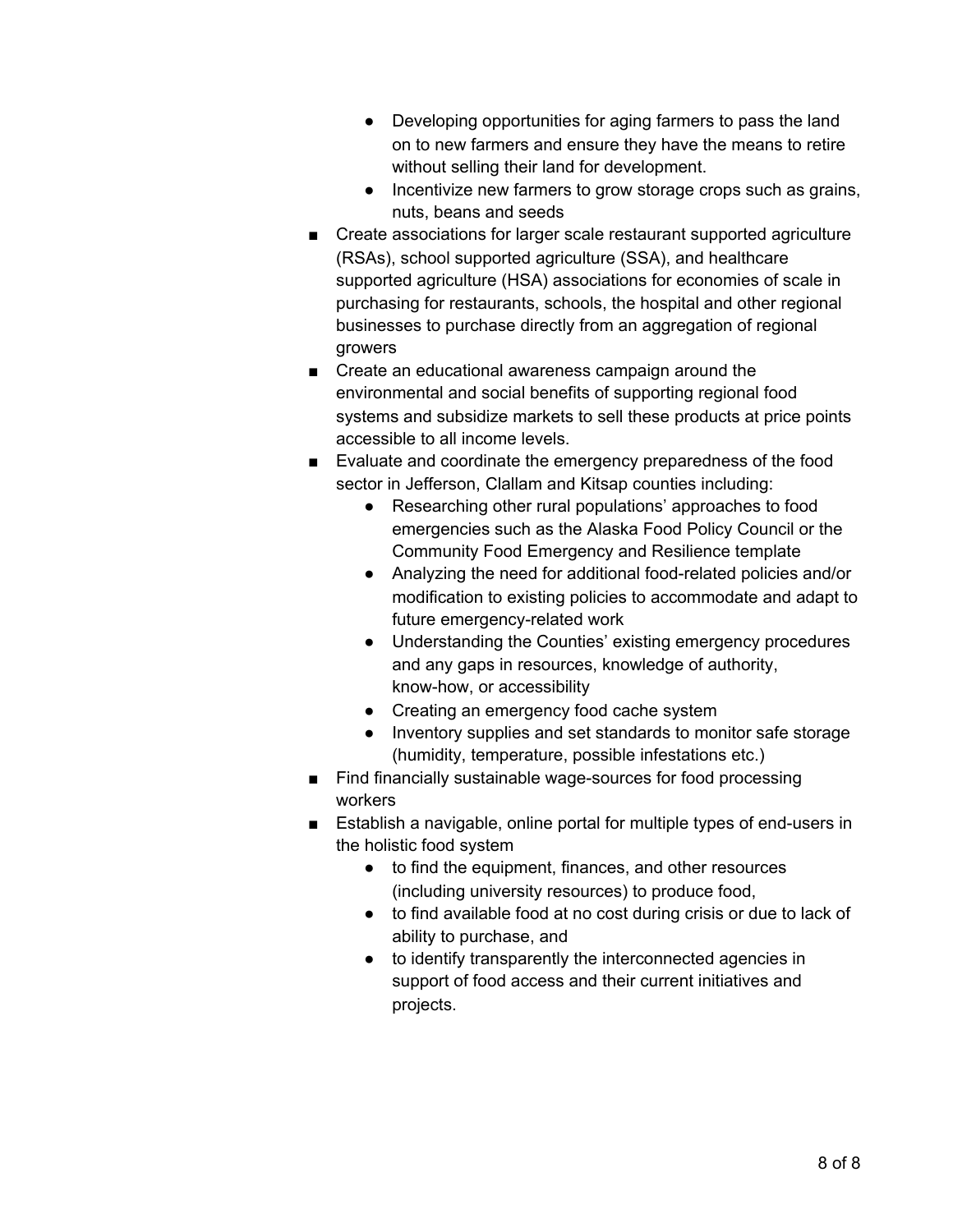- Developing opportunities for aging farmers to pass the land on to new farmers and ensure they have the means to retire without selling their land for development.
    - Incentivize new farmers to grow storage crops such as grains, nuts, beans and seeds
- Create associations for larger scale restaurant supported agriculture (RSAs), school supported agriculture (SSA), and healthcare supported agriculture (HSA) associations for economies of scale in purchasing for restaurants, schools, the hospital and other regional businesses to purchase directly from an aggregation of regional growers
- Create an educational awareness campaign around the environmental and social benefits of supporting regional food systems and subsidize markets to sell these products at price points accessible to all income levels.
- Evaluate and coordinate the emergency preparedness of the food sector in Jefferson, Clallam and Kitsap counties including:
    - Researching other rural populations' approaches to food emergencies such as the Alaska Food Policy Council or the Community Food Emergency and Resilience template
    - Analyzing the need for additional food-related policies and/or modification to existing policies to accommodate and adapt to future emergency-related work
    - Understanding the Counties' existing emergency procedures and any gaps in resources, knowledge of authority, know-how, or accessibility
    - Creating an emergency food cache system
    - Inventory supplies and set standards to monitor safe storage (humidity, temperature, possible infestations etc.)
- Find financially sustainable wage-sources for food processing workers
- Establish a navigable, online portal for multiple types of end-users in the holistic food system
    - to find the equipment, finances, and other resources (including university resources) to produce food,
    - to find available food at no cost during crisis or due to lack of ability to purchase, and
    - to identify transparently the interconnected agencies in support of food access and their current initiatives and projects.